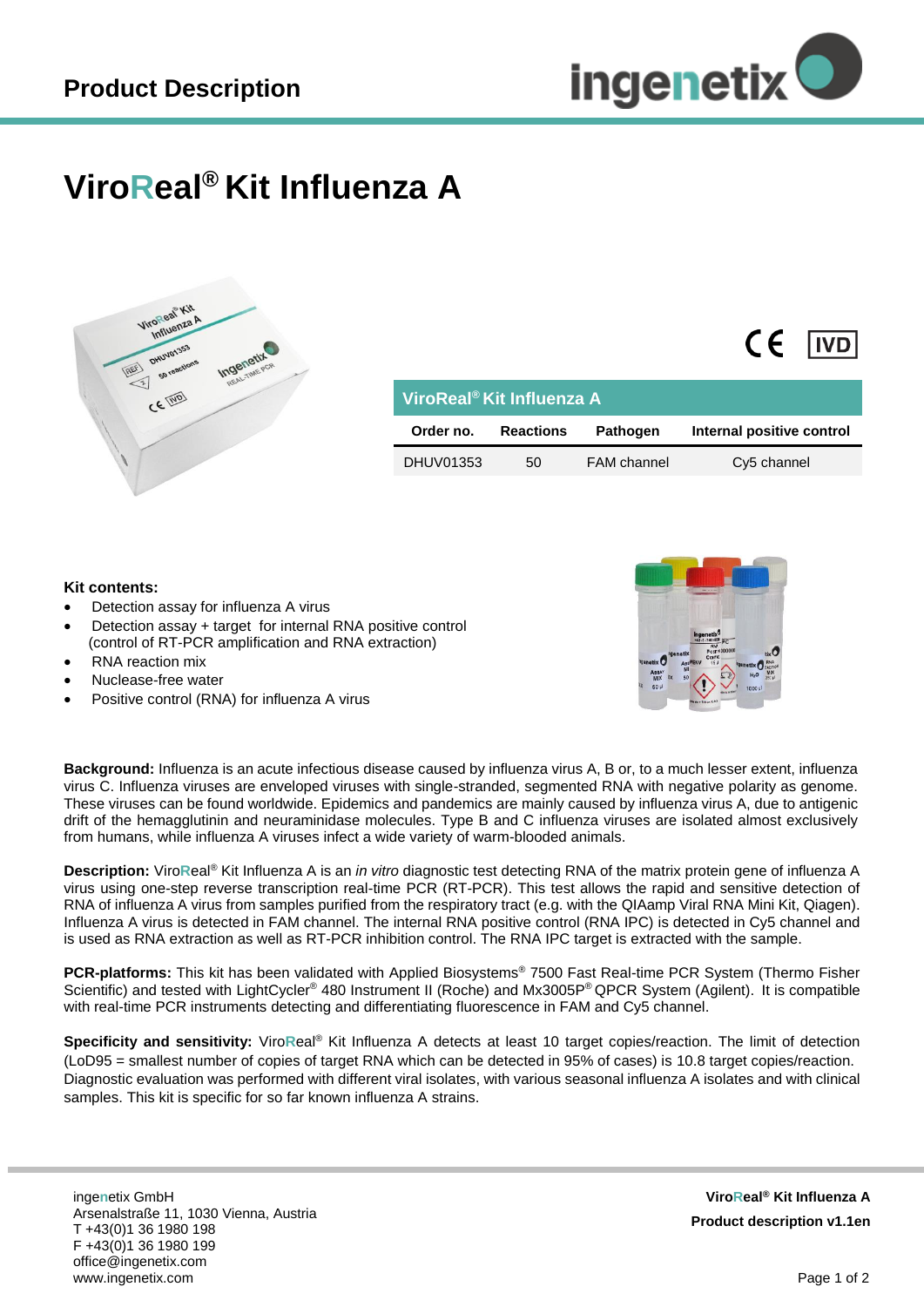# Product Description

# ViroReal® Kit Influenza A

CE IVD

| ViroReal® Kit Influenza A | | | |
|---|---|---|---|
| **Order no.** | **Reactions** | **Pathogen** | **Internal positive control** |
| DHUV01353 | 50 | FAM channel | Cy5 channel |

**Kit contents:**

- Detection assay for influenza A virus
- Detection assay + target for internal RNA positive control (control of RT-PCR amplification and RNA extraction)
- RNA reaction mix
- Nuclease-free water
- Positive control (RNA) for influenza A virus

**Background:** Influenza is an acute infectious disease caused by influenza virus A, B or, to a much lesser extent, influenza virus C. Influenza viruses are enveloped viruses with single-stranded, segmented RNA with negative polarity as genome. These viruses can be found worldwide. Epidemics and pandemics are mainly caused by influenza virus A, due to antigenic drift of the hemagglutinin and neuraminidase molecules. Type B and C influenza viruses are isolated almost exclusively from humans, while influenza A viruses infect a wide variety of warm-blooded animals.

**Description:** ViroReal® Kit Influenza A is an *in vitro* diagnostic test detecting RNA of the matrix protein gene of influenza A virus using one-step reverse transcription real-time PCR (RT-PCR). This test allows the rapid and sensitive detection of RNA of influenza A virus from samples purified from the respiratory tract (e.g. with the QIAamp Viral RNA Mini Kit, Qiagen). Influenza A virus is detected in FAM channel. The internal RNA positive control (RNA IPC) is detected in Cy5 channel and is used as RNA extraction as well as RT-PCR inhibition control. The RNA IPC target is extracted with the sample.

**PCR-platforms:** This kit has been validated with Applied Biosystems® 7500 Fast Real-time PCR System (Thermo Fisher Scientific) and tested with LightCycler® 480 Instrument II (Roche) and Mx3005P® QPCR System (Agilent). It is compatible with real-time PCR instruments detecting and differentiating fluorescence in FAM and Cy5 channel.

**Specificity and sensitivity:** ViroReal® Kit Influenza A detects at least 10 target copies/reaction. The limit of detection (LoD95 = smallest number of copies of target RNA which can be detected in 95% of cases) is 10.8 target copies/reaction. Diagnostic evaluation was performed with different viral isolates, with various seasonal influenza A isolates and with clinical samples. This kit is specific for so far known influenza A strains.

ingenetix GmbH
Arsenalstraße 11, 1030 Vienna, Austria
T +43(0)1 36 1980 198
F +43(0)1 36 1980 199
office@ingenetix.com
www.ingenetix.com

**ViroReal® Kit Influenza A**
**Product description v1.1en**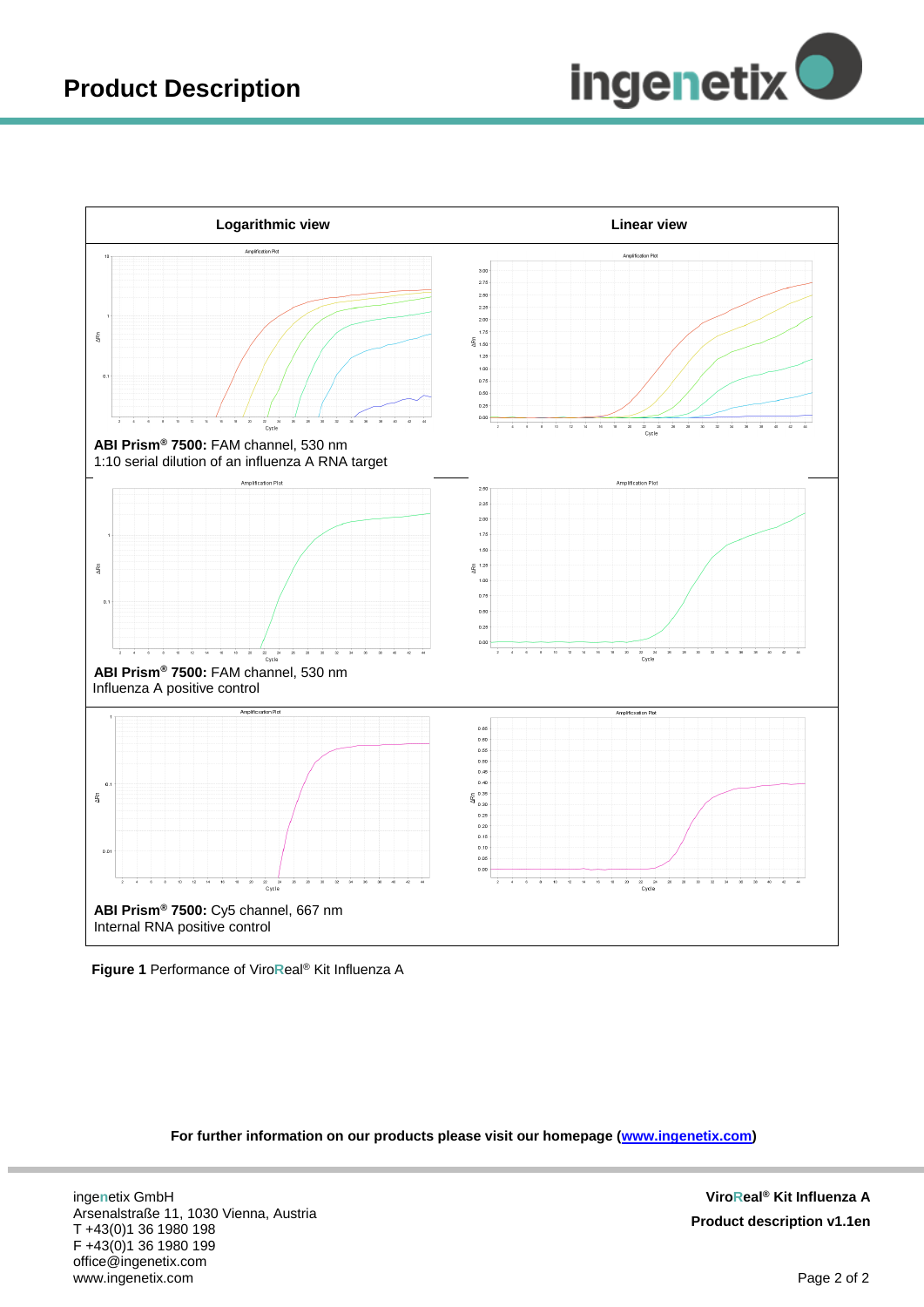# Product Description

| Logarithmic view | Linear view |
|---|---|
| | |

Amplification Plot

ΔRn

Cycle

**ABI Prism® 7500:** FAM channel, 530 nm
1:10 serial dilution of an influenza A RNA target

Amplification Plot

ΔRn

Cycle

**ABI Prism® 7500:** FAM channel, 530 nm
Influenza A positive control

Amplification Plot

ΔRn

Cycle

**ABI Prism® 7500:** Cy5 channel, 667 nm
Internal RNA positive control

**Figure 1** Performance of ViroReal® Kit Influenza A

**For further information on our products please visit our homepage ([www.ingenetix.com](http://www.ingenetix.com))**

ingenetix GmbH
Arsenalstraße 11, 1030 Vienna, Austria
T +43(0)1 36 1980 198
F +43(0)1 36 1980 199
office@ingenetix.com
www.ingenetix.com

**ViroReal® Kit Influenza A**
**Product description v1.1en**